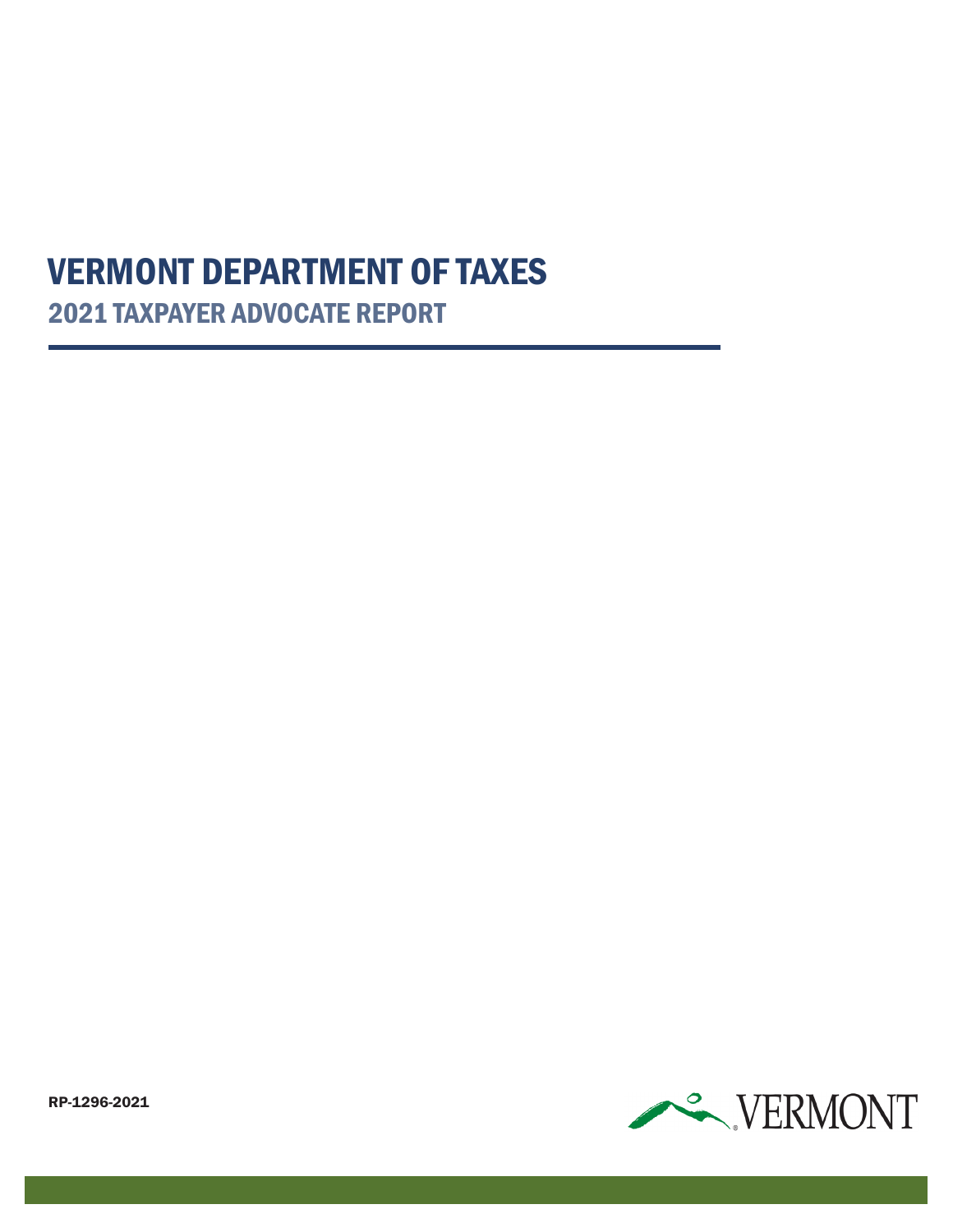# VERMONT DEPARTMENT OF TAXES

## 2021 TAXPAYER ADVOCATE REPORT

RP-1296-2021

VERMONT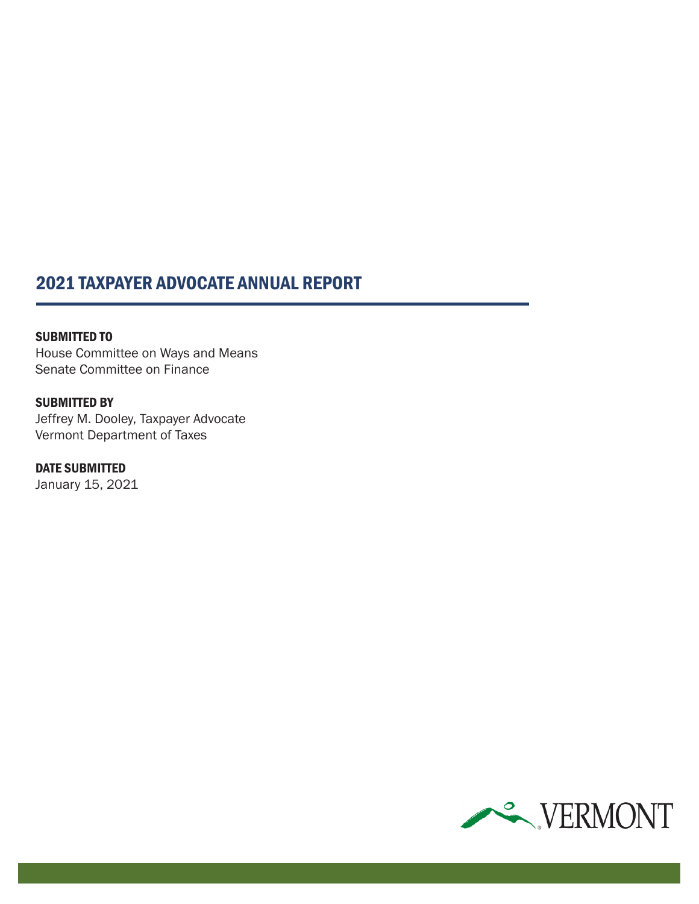# 2021 TAXPAYER ADVOCATE ANNUAL REPORT

**SUBMITTED TO**
House Committee on Ways and Means
Senate Committee on Finance

**SUBMITTED BY**
Jeffrey M. Dooley, Taxpayer Advocate
Vermont Department of Taxes

**DATE SUBMITTED**
January 15, 2021

VERMONT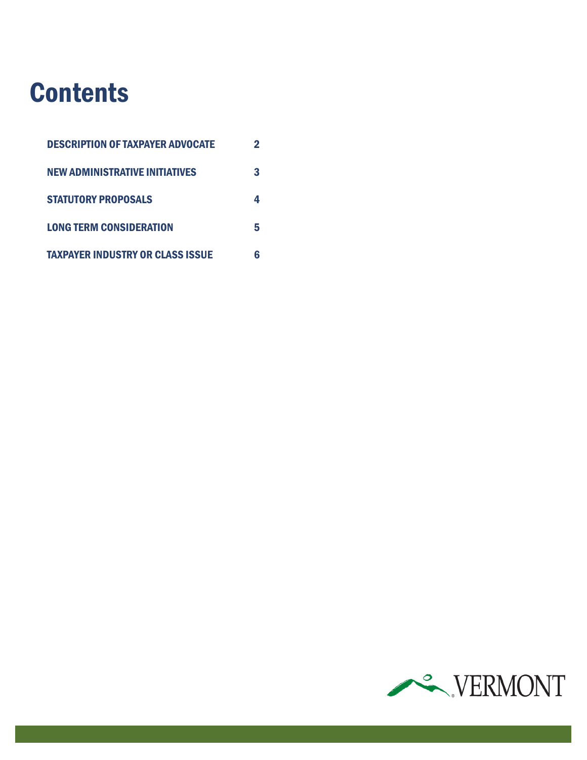# Contents

| | |
|---|---|
| DESCRIPTION OF TAXPAYER ADVOCATE | 2 |
| NEW ADMINISTRATIVE INITIATIVES | 3 |
| STATUTORY PROPOSALS | 4 |
| LONG TERM CONSIDERATION | 5 |
| TAXPAYER INDUSTRY OR CLASS ISSUE | 6 |

VERMONT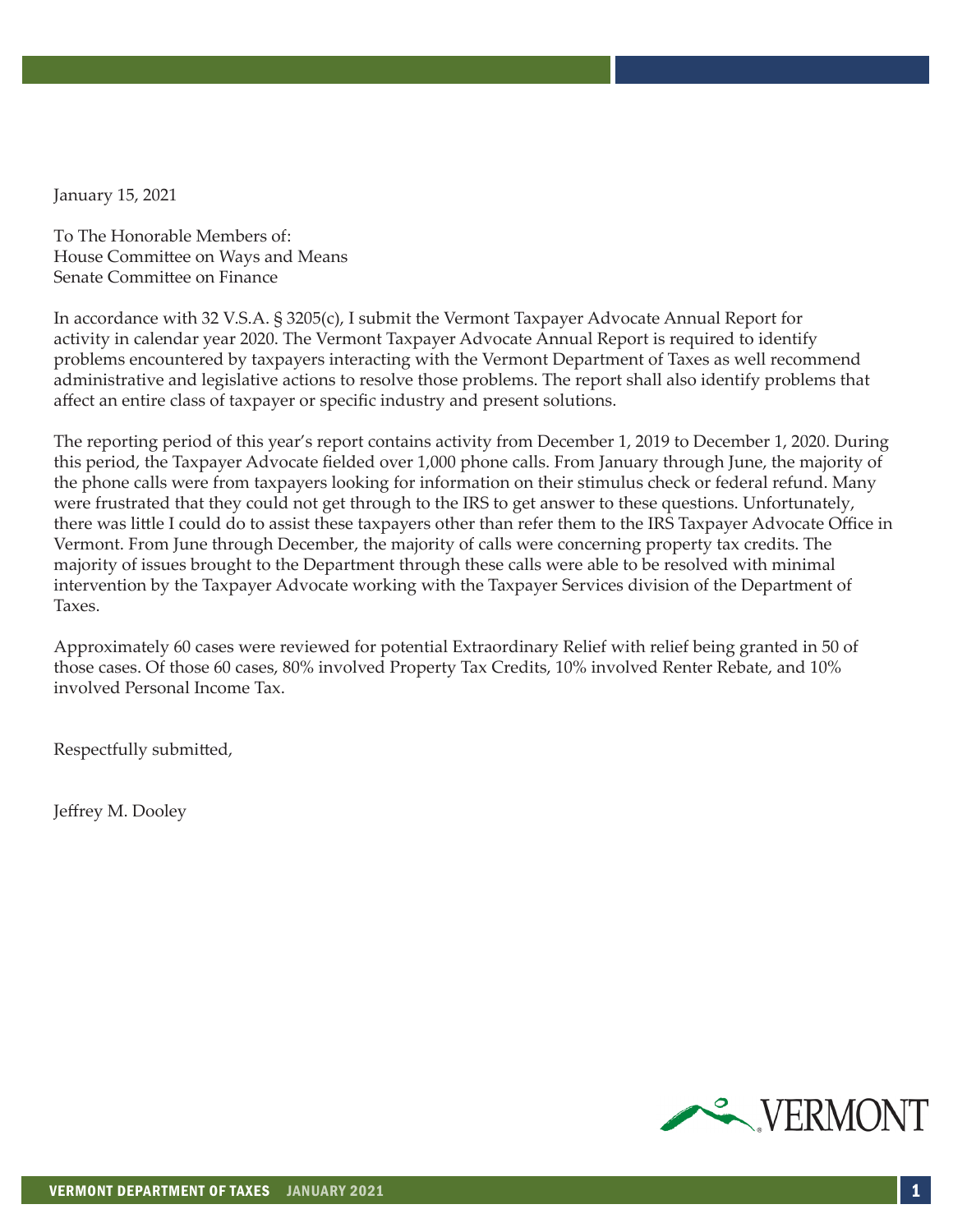January 15, 2021

To The Honorable Members of:
House Committee on Ways and Means
Senate Committee on Finance

In accordance with 32 V.S.A. § 3205(c), I submit the Vermont Taxpayer Advocate Annual Report for activity in calendar year 2020. The Vermont Taxpayer Advocate Annual Report is required to identify problems encountered by taxpayers interacting with the Vermont Department of Taxes as well recommend administrative and legislative actions to resolve those problems. The report shall also identify problems that affect an entire class of taxpayer or specific industry and present solutions.

The reporting period of this year's report contains activity from December 1, 2019 to December 1, 2020. During this period, the Taxpayer Advocate fielded over 1,000 phone calls. From January through June, the majority of the phone calls were from taxpayers looking for information on their stimulus check or federal refund. Many were frustrated that they could not get through to the IRS to get answer to these questions. Unfortunately, there was little I could do to assist these taxpayers other than refer them to the IRS Taxpayer Advocate Office in Vermont. From June through December, the majority of calls were concerning property tax credits. The majority of issues brought to the Department through these calls were able to be resolved with minimal intervention by the Taxpayer Advocate working with the Taxpayer Services division of the Department of Taxes.

Approximately 60 cases were reviewed for potential Extraordinary Relief with relief being granted in 50 of those cases. Of those 60 cases, 80% involved Property Tax Credits, 10% involved Renter Rebate, and 10% involved Personal Income Tax.

Respectfully submitted,

Jeffrey M. Dooley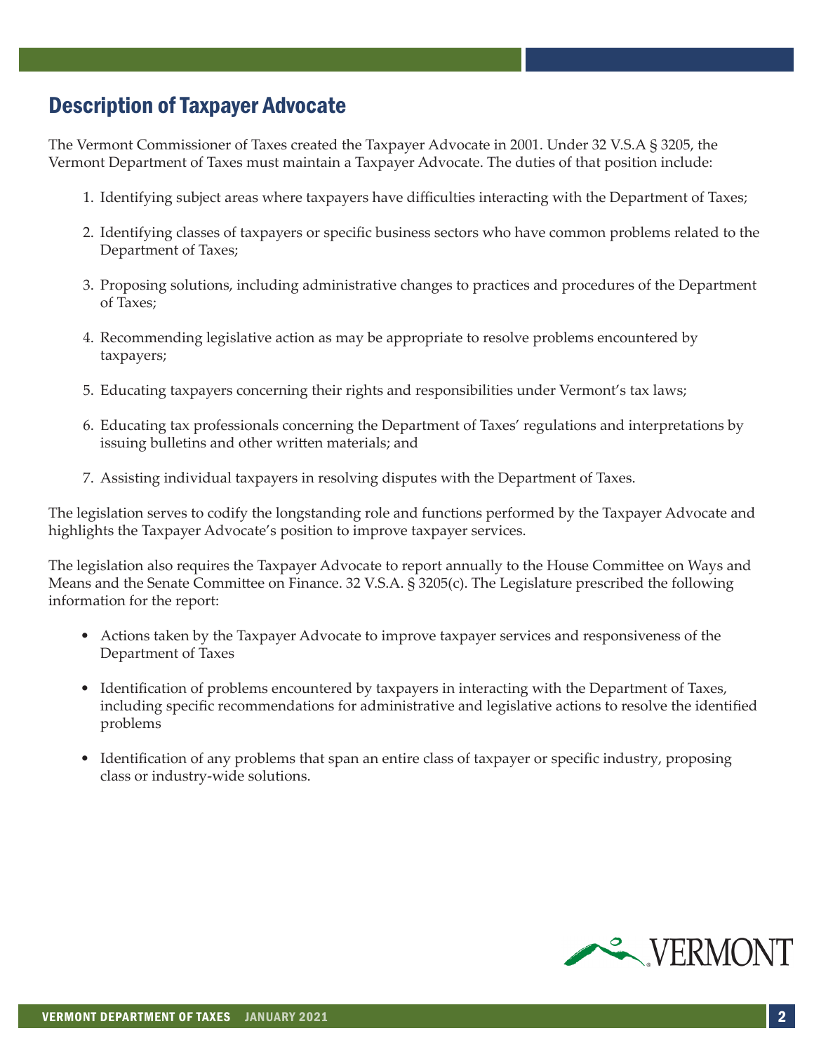## Description of Taxpayer Advocate

The Vermont Commissioner of Taxes created the Taxpayer Advocate in 2001. Under 32 V.S.A § 3205, the Vermont Department of Taxes must maintain a Taxpayer Advocate. The duties of that position include:

1. Identifying subject areas where taxpayers have difficulties interacting with the Department of Taxes;
2. Identifying classes of taxpayers or specific business sectors who have common problems related to the Department of Taxes;
3. Proposing solutions, including administrative changes to practices and procedures of the Department of Taxes;
4. Recommending legislative action as may be appropriate to resolve problems encountered by taxpayers;
5. Educating taxpayers concerning their rights and responsibilities under Vermont's tax laws;
6. Educating tax professionals concerning the Department of Taxes' regulations and interpretations by issuing bulletins and other written materials; and
7. Assisting individual taxpayers in resolving disputes with the Department of Taxes.

The legislation serves to codify the longstanding role and functions performed by the Taxpayer Advocate and highlights the Taxpayer Advocate's position to improve taxpayer services.

The legislation also requires the Taxpayer Advocate to report annually to the House Committee on Ways and Means and the Senate Committee on Finance. 32 V.S.A. § 3205(c). The Legislature prescribed the following information for the report:

- Actions taken by the Taxpayer Advocate to improve taxpayer services and responsiveness of the Department of Taxes
- Identification of problems encountered by taxpayers in interacting with the Department of Taxes, including specific recommendations for administrative and legislative actions to resolve the identified problems
- Identification of any problems that span an entire class of taxpayer or specific industry, proposing class or industry-wide solutions.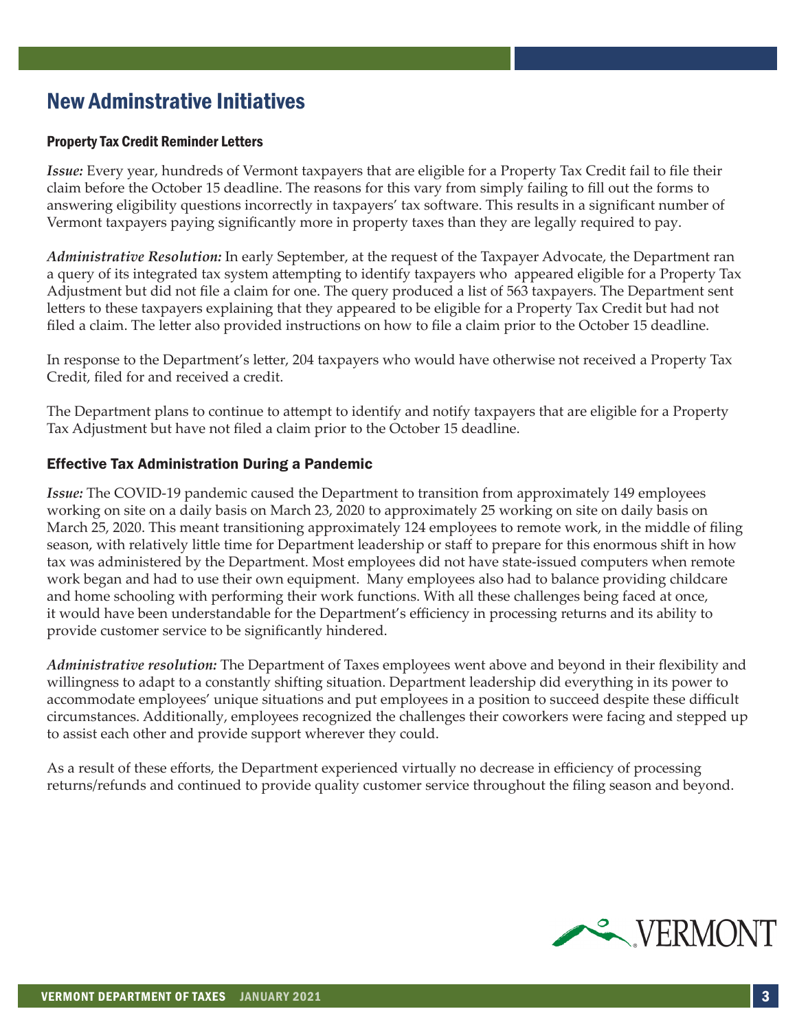## New Adminstrative Initiatives

### Property Tax Credit Reminder Letters

***Issue:*** Every year, hundreds of Vermont taxpayers that are eligible for a Property Tax Credit fail to file their claim before the October 15 deadline. The reasons for this vary from simply failing to fill out the forms to answering eligibility questions incorrectly in taxpayers' tax software. This results in a significant number of Vermont taxpayers paying significantly more in property taxes than they are legally required to pay.

***Administrative Resolution:*** In early September, at the request of the Taxpayer Advocate, the Department ran a query of its integrated tax system attempting to identify taxpayers who appeared eligible for a Property Tax Adjustment but did not file a claim for one. The query produced a list of 563 taxpayers. The Department sent letters to these taxpayers explaining that they appeared to be eligible for a Property Tax Credit but had not filed a claim. The letter also provided instructions on how to file a claim prior to the October 15 deadline.

In response to the Department's letter, 204 taxpayers who would have otherwise not received a Property Tax Credit, filed for and received a credit.

The Department plans to continue to attempt to identify and notify taxpayers that are eligible for a Property Tax Adjustment but have not filed a claim prior to the October 15 deadline.

### Effective Tax Administration During a Pandemic

***Issue:*** The COVID-19 pandemic caused the Department to transition from approximately 149 employees working on site on a daily basis on March 23, 2020 to approximately 25 working on site on daily basis on March 25, 2020. This meant transitioning approximately 124 employees to remote work, in the middle of filing season, with relatively little time for Department leadership or staff to prepare for this enormous shift in how tax was administered by the Department. Most employees did not have state-issued computers when remote work began and had to use their own equipment. Many employees also had to balance providing childcare and home schooling with performing their work functions. With all these challenges being faced at once, it would have been understandable for the Department's efficiency in processing returns and its ability to provide customer service to be significantly hindered.

***Administrative resolution:*** The Department of Taxes employees went above and beyond in their flexibility and willingness to adapt to a constantly shifting situation. Department leadership did everything in its power to accommodate employees' unique situations and put employees in a position to succeed despite these difficult circumstances. Additionally, employees recognized the challenges their coworkers were facing and stepped up to assist each other and provide support wherever they could.

As a result of these efforts, the Department experienced virtually no decrease in efficiency of processing returns/refunds and continued to provide quality customer service throughout the filing season and beyond.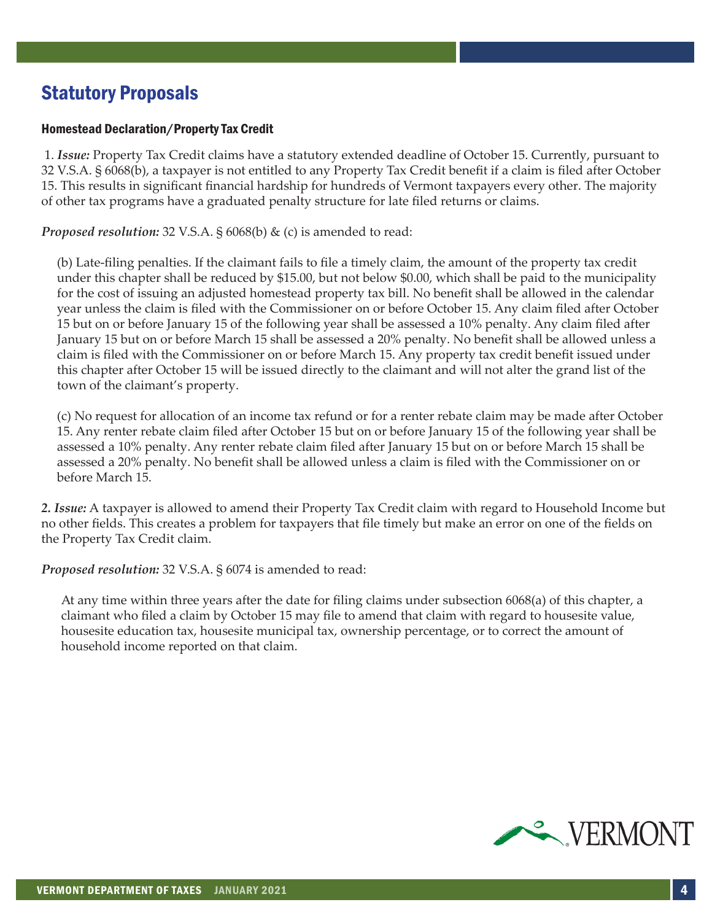## Statutory Proposals

### Homestead Declaration/Property Tax Credit

1. ***Issue:*** Property Tax Credit claims have a statutory extended deadline of October 15. Currently, pursuant to 32 V.S.A. § 6068(b), a taxpayer is not entitled to any Property Tax Credit benefit if a claim is filed after October 15. This results in significant financial hardship for hundreds of Vermont taxpayers every other. The majority of other tax programs have a graduated penalty structure for late filed returns or claims.

***Proposed resolution:*** 32 V.S.A. § 6068(b) & (c) is amended to read:

> (b) Late-filing penalties. If the claimant fails to file a timely claim, the amount of the property tax credit under this chapter shall be reduced by $15.00, but not below $0.00, which shall be paid to the municipality for the cost of issuing an adjusted homestead property tax bill. No benefit shall be allowed in the calendar year unless the claim is filed with the Commissioner on or before October 15. Any claim filed after October 15 but on or before January 15 of the following year shall be assessed a 10% penalty. Any claim filed after January 15 but on or before March 15 shall be assessed a 20% penalty. No benefit shall be allowed unless a claim is filed with the Commissioner on or before March 15. Any property tax credit benefit issued under this chapter after October 15 will be issued directly to the claimant and will not alter the grand list of the town of the claimant's property.
>
> (c) No request for allocation of an income tax refund or for a renter rebate claim may be made after October 15. Any renter rebate claim filed after October 15 but on or before January 15 of the following year shall be assessed a 10% penalty. Any renter rebate claim filed after January 15 but on or before March 15 shall be assessed a 20% penalty. No benefit shall be allowed unless a claim is filed with the Commissioner on or before March 15.

***2. Issue:*** A taxpayer is allowed to amend their Property Tax Credit claim with regard to Household Income but no other fields. This creates a problem for taxpayers that file timely but make an error on one of the fields on the Property Tax Credit claim.

***Proposed resolution:*** 32 V.S.A. § 6074 is amended to read:

> At any time within three years after the date for filing claims under subsection 6068(a) of this chapter, a claimant who filed a claim by October 15 may file to amend that claim with regard to housesite value, housesite education tax, housesite municipal tax, ownership percentage, or to correct the amount of household income reported on that claim.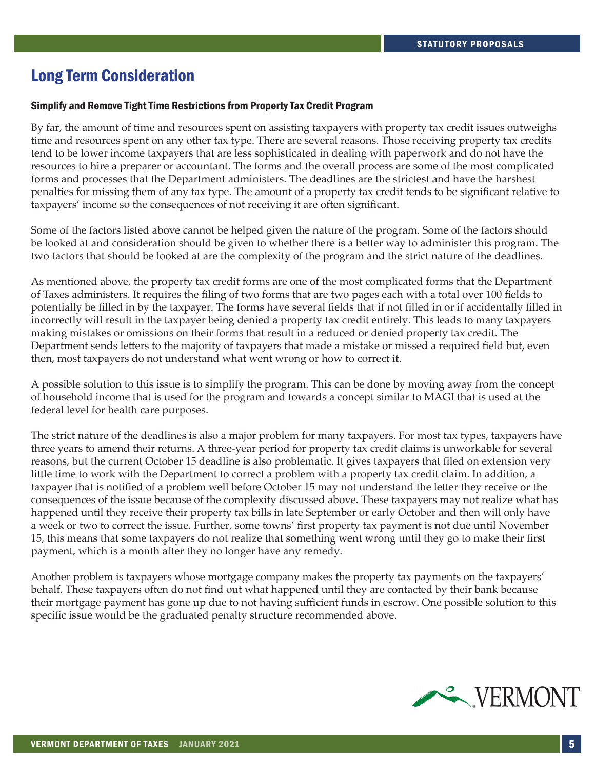## Long Term Consideration

### Simplify and Remove Tight Time Restrictions from Property Tax Credit Program

By far, the amount of time and resources spent on assisting taxpayers with property tax credit issues outweighs time and resources spent on any other tax type. There are several reasons. Those receiving property tax credits tend to be lower income taxpayers that are less sophisticated in dealing with paperwork and do not have the resources to hire a preparer or accountant. The forms and the overall process are some of the most complicated forms and processes that the Department administers. The deadlines are the strictest and have the harshest penalties for missing them of any tax type. The amount of a property tax credit tends to be significant relative to taxpayers' income so the consequences of not receiving it are often significant.

Some of the factors listed above cannot be helped given the nature of the program. Some of the factors should be looked at and consideration should be given to whether there is a better way to administer this program. The two factors that should be looked at are the complexity of the program and the strict nature of the deadlines.

As mentioned above, the property tax credit forms are one of the most complicated forms that the Department of Taxes administers. It requires the filing of two forms that are two pages each with a total over 100 fields to potentially be filled in by the taxpayer. The forms have several fields that if not filled in or if accidentally filled in incorrectly will result in the taxpayer being denied a property tax credit entirely. This leads to many taxpayers making mistakes or omissions on their forms that result in a reduced or denied property tax credit. The Department sends letters to the majority of taxpayers that made a mistake or missed a required field but, even then, most taxpayers do not understand what went wrong or how to correct it.

A possible solution to this issue is to simplify the program. This can be done by moving away from the concept of household income that is used for the program and towards a concept similar to MAGI that is used at the federal level for health care purposes.

The strict nature of the deadlines is also a major problem for many taxpayers. For most tax types, taxpayers have three years to amend their returns. A three-year period for property tax credit claims is unworkable for several reasons, but the current October 15 deadline is also problematic. It gives taxpayers that filed on extension very little time to work with the Department to correct a problem with a property tax credit claim. In addition, a taxpayer that is notified of a problem well before October 15 may not understand the letter they receive or the consequences of the issue because of the complexity discussed above. These taxpayers may not realize what has happened until they receive their property tax bills in late September or early October and then will only have a week or two to correct the issue. Further, some towns' first property tax payment is not due until November 15, this means that some taxpayers do not realize that something went wrong until they go to make their first payment, which is a month after they no longer have any remedy.

Another problem is taxpayers whose mortgage company makes the property tax payments on the taxpayers' behalf. These taxpayers often do not find out what happened until they are contacted by their bank because their mortgage payment has gone up due to not having sufficient funds in escrow. One possible solution to this specific issue would be the graduated penalty structure recommended above.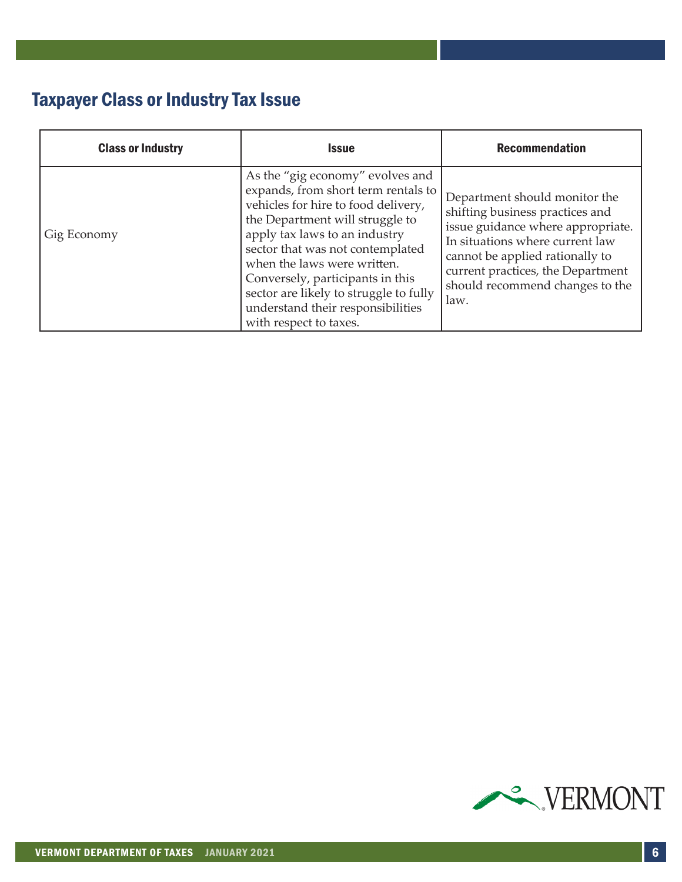## Taxpayer Class or Industry Tax Issue

| Class or Industry | Issue | Recommendation |
|---|---|---|
| Gig Economy | As the “gig economy” evolves and expands, from short term rentals to vehicles for hire to food delivery, the Department will struggle to apply tax laws to an industry sector that was not contemplated when the laws were written. Conversely, participants in this sector are likely to struggle to fully understand their responsibilities with respect to taxes. | Department should monitor the shifting business practices and issue guidance where appropriate. In situations where current law cannot be applied rationally to current practices, the Department should recommend changes to the law. |